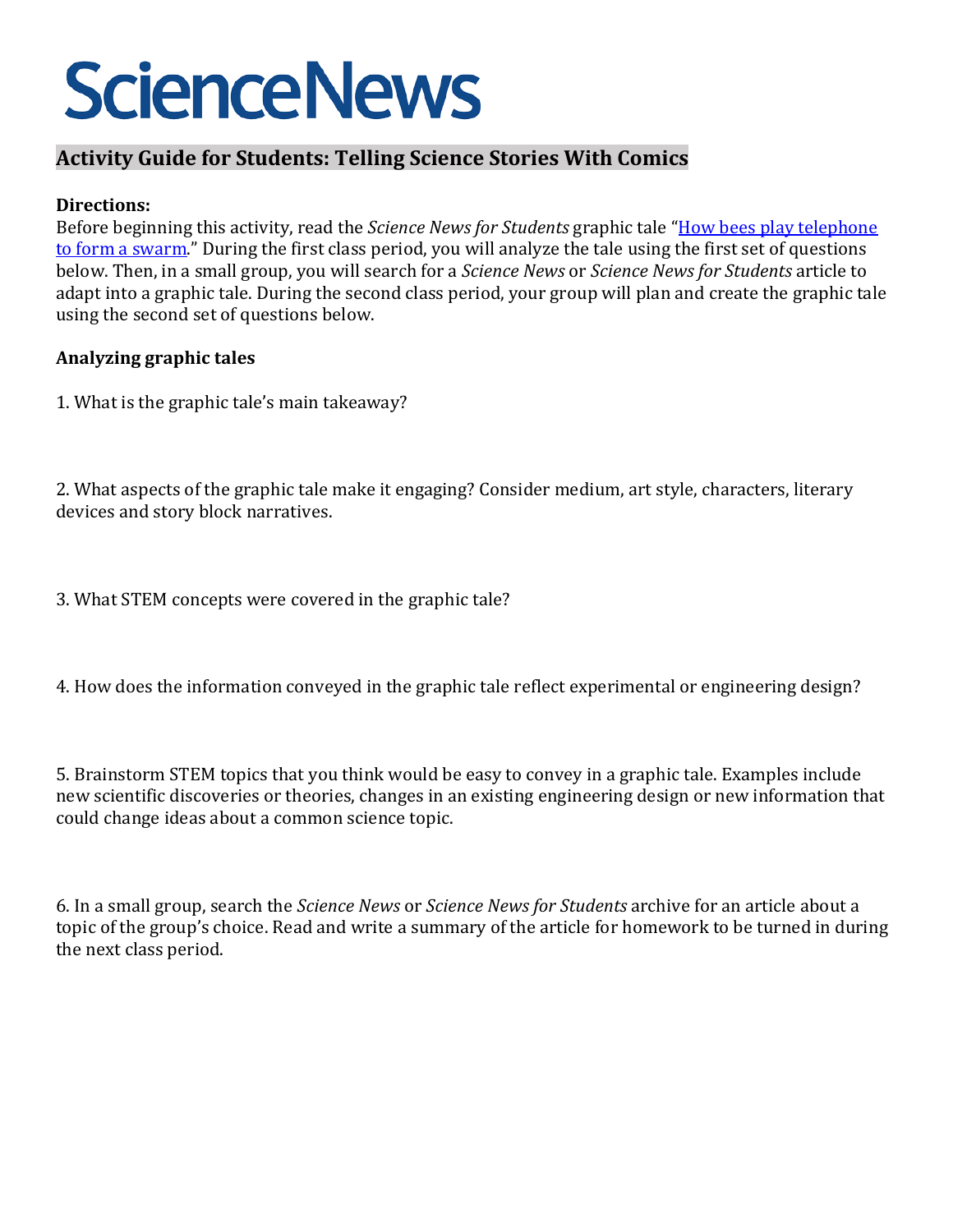# ScienceNews

## Activity Guide for Students: Telling Science Stories With Comics

**Directions:**

Before beginning this activity, read the *Science News for Students* graphic tale "How bees play telephone to form a swarm." During the first class period, you will analyze the tale using the first set of questions below. Then, in a small group, you will search for a *Science News* or *Science News for Students* article to adapt into a graphic tale. During the second class period, your group will plan and create the graphic tale using the second set of questions below.

**Analyzing graphic tales**

1. What is the graphic tale's main takeaway?

2. What aspects of the graphic tale make it engaging? Consider medium, art style, characters, literary devices and story block narratives.

3. What STEM concepts were covered in the graphic tale?

4. How does the information conveyed in the graphic tale reflect experimental or engineering design?

5. Brainstorm STEM topics that you think would be easy to convey in a graphic tale. Examples include new scientific discoveries or theories, changes in an existing engineering design or new information that could change ideas about a common science topic.

6. In a small group, search the *Science News* or *Science News for Students* archive for an article about a topic of the group's choice. Read and write a summary of the article for homework to be turned in during the next class period.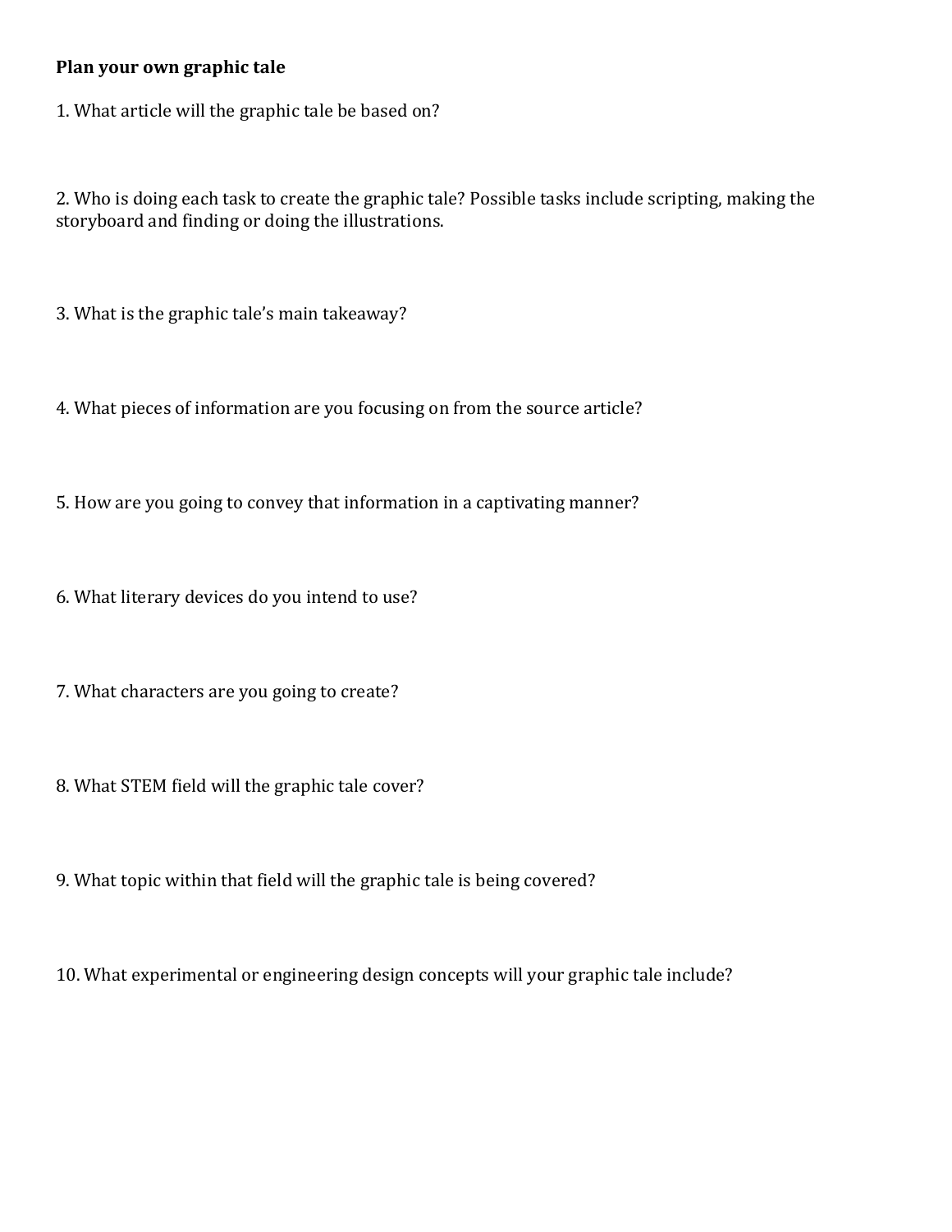**Plan your own graphic tale**

1. What article will the graphic tale be based on?

2. Who is doing each task to create the graphic tale? Possible tasks include scripting, making the storyboard and finding or doing the illustrations.

3. What is the graphic tale's main takeaway?

4. What pieces of information are you focusing on from the source article?

5. How are you going to convey that information in a captivating manner?

6. What literary devices do you intend to use?

7. What characters are you going to create?

8. What STEM field will the graphic tale cover?

9. What topic within that field will the graphic tale is being covered?

10. What experimental or engineering design concepts will your graphic tale include?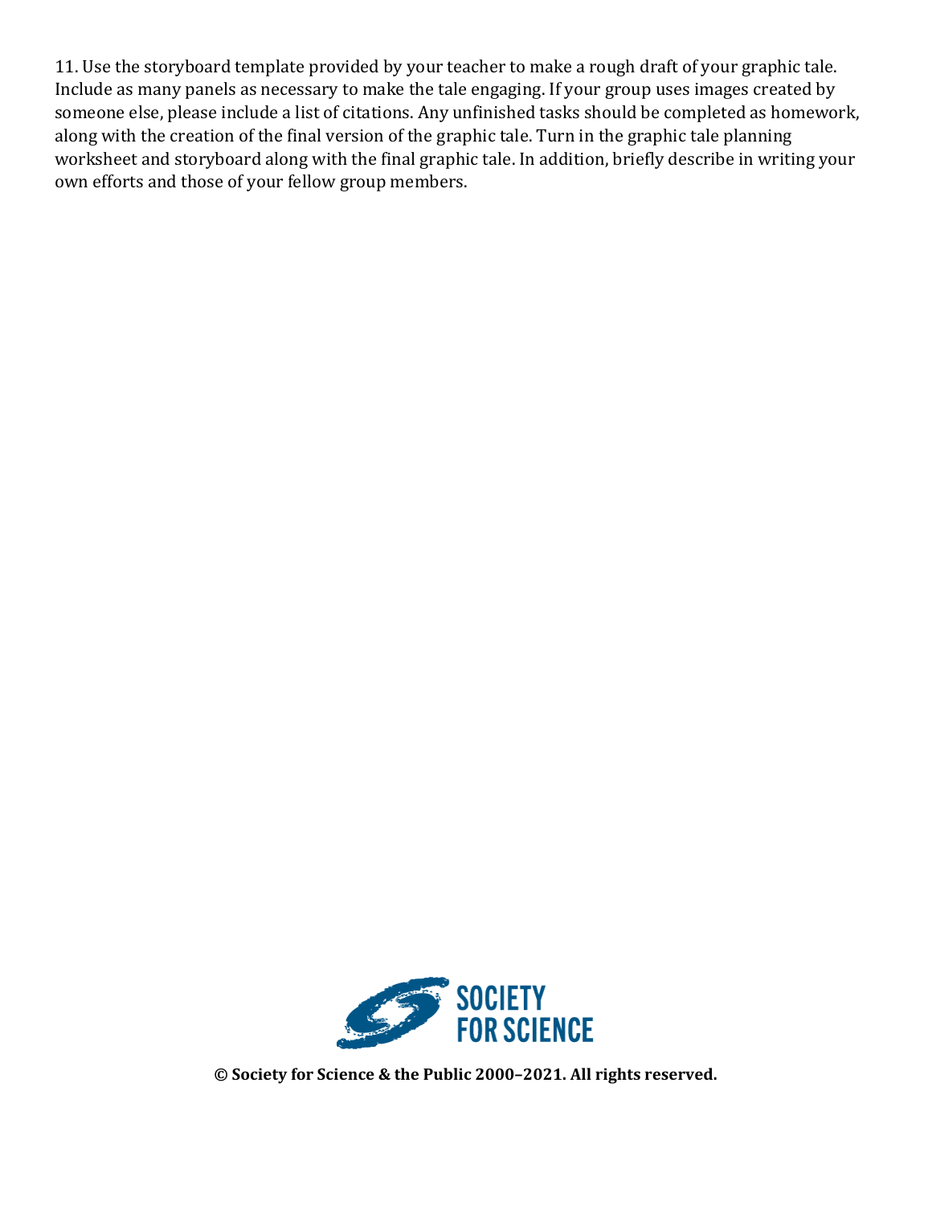11. Use the storyboard template provided by your teacher to make a rough draft of your graphic tale. Include as many panels as necessary to make the tale engaging. If your group uses images created by someone else, please include a list of citations. Any unfinished tasks should be completed as homework, along with the creation of the final version of the graphic tale. Turn in the graphic tale planning worksheet and storyboard along with the final graphic tale. In addition, briefly describe in writing your own efforts and those of your fellow group members.

**© Society for Science & the Public 2000–2021. All rights reserved.**